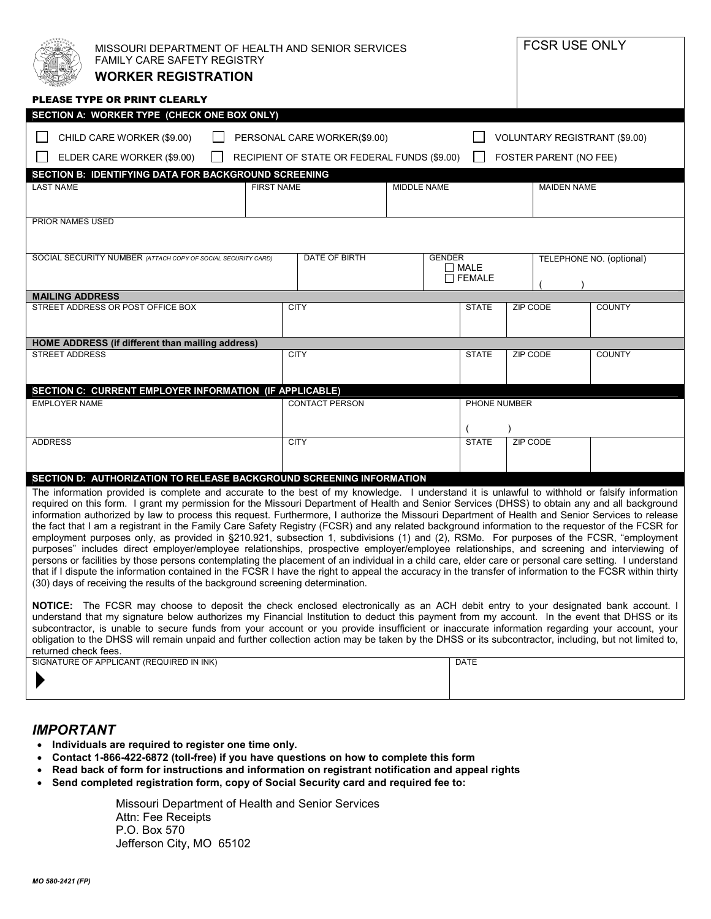MISSOURI DEPARTMENT OF HEALTH AND SENIOR SERVICES
FAMILY CARE SAFETY REGISTRY

# WORKER REGISTRATION

FCSR USE ONLY

**PLEASE TYPE OR PRINT CLEARLY**

## SECTION A: WORKER TYPE (CHECK ONE BOX ONLY)

- ☐ CHILD CARE WORKER ($9.00)
- ☐ PERSONAL CARE WORKER($9.00)
- ☐ VOLUNTARY REGISTRANT ($9.00)
- ☐ ELDER CARE WORKER ($9.00)
- ☐ RECIPIENT OF STATE OR FEDERAL FUNDS ($9.00)
- ☐ FOSTER PARENT (NO FEE)

## SECTION B: IDENTIFYING DATA FOR BACKGROUND SCREENING

| LAST NAME | FIRST NAME | MIDDLE NAME | MAIDEN NAME |
|---|---|---|---|
| | | | |

| PRIOR NAMES USED |
|---|
| |

| SOCIAL SECURITY NUMBER *(ATTACH COPY OF SOCIAL SECURITY CARD)* | DATE OF BIRTH | GENDER ☐ MALE ☐ FEMALE | TELEPHONE NO. (optional) ( ) |
|---|---|---|---|
| | | | |

**MAILING ADDRESS**

| STREET ADDRESS OR POST OFFICE BOX | CITY | STATE | ZIP CODE | COUNTY |
|---|---|---|---|---|
| | | | | |

**HOME ADDRESS (if different than mailing address)**

| STREET ADDRESS | CITY | STATE | ZIP CODE | COUNTY |
|---|---|---|---|---|
| | | | | |

## SECTION C: CURRENT EMPLOYER INFORMATION (IF APPLICABLE)

| EMPLOYER NAME | CONTACT PERSON | PHONE NUMBER ( ) | |
|---|---|---|---|
| ADDRESS | CITY | STATE | ZIP CODE |
| | | | |

## SECTION D: AUTHORIZATION TO RELEASE BACKGROUND SCREENING INFORMATION

The information provided is complete and accurate to the best of my knowledge. I understand it is unlawful to withhold or falsify information required on this form. I grant my permission for the Missouri Department of Health and Senior Services (DHSS) to obtain any and all background information authorized by law to process this request. Furthermore, I authorize the Missouri Department of Health and Senior Services to release the fact that I am a registrant in the Family Care Safety Registry (FCSR) and any related background information to the requestor of the FCSR for employment purposes only, as provided in §210.921, subsection 1, subdivisions (1) and (2), RSMo. For purposes of the FCSR, "employment purposes" includes direct employer/employee relationships, prospective employer/employee relationships, and screening and interviewing of persons or facilities by those persons contemplating the placement of an individual in a child care, elder care or personal care setting. I understand that if I dispute the information contained in the FCSR I have the right to appeal the accuracy in the transfer of information to the FCSR within thirty (30) days of receiving the results of the background screening determination.

**NOTICE:** The FCSR may choose to deposit the check enclosed electronically as an ACH debit entry to your designated bank account. I understand that my signature below authorizes my Financial Institution to deduct this payment from my account. In the event that DHSS or its subcontractor, is unable to secure funds from your account or you provide insufficient or inaccurate information regarding your account, your obligation to the DHSS will remain unpaid and further collection action may be taken by the DHSS or its subcontractor, including, but not limited to, returned check fees.

| SIGNATURE OF APPLICANT (REQUIRED IN INK) | DATE |
|---|---|
| ▶ | |

## *IMPORTANT*

- **Individuals are required to register one time only.**
- **Contact 1-866-422-6872 (toll-free) if you have questions on how to complete this form**
- **Read back of form for instructions and information on registrant notification and appeal rights**
- **Send completed registration form, copy of Social Security card and required fee to:**

Missouri Department of Health and Senior Services
Attn: Fee Receipts
P.O. Box 570
Jefferson City, MO 65102

*MO 580-2421 (FP)*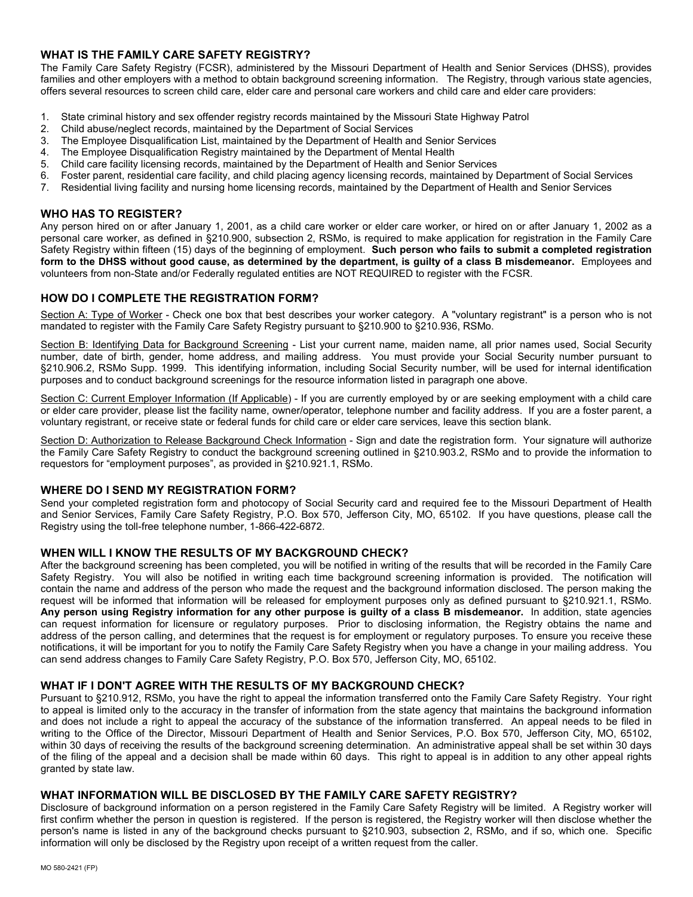## WHAT IS THE FAMILY CARE SAFETY REGISTRY?

The Family Care Safety Registry (FCSR), administered by the Missouri Department of Health and Senior Services (DHSS), provides families and other employers with a method to obtain background screening information. The Registry, through various state agencies, offers several resources to screen child care, elder care and personal care workers and child care and elder care providers:

1. State criminal history and sex offender registry records maintained by the Missouri State Highway Patrol
2. Child abuse/neglect records, maintained by the Department of Social Services
3. The Employee Disqualification List, maintained by the Department of Health and Senior Services
4. The Employee Disqualification Registry maintained by the Department of Mental Health
5. Child care facility licensing records, maintained by the Department of Health and Senior Services
6. Foster parent, residential care facility, and child placing agency licensing records, maintained by Department of Social Services
7. Residential living facility and nursing home licensing records, maintained by the Department of Health and Senior Services

## WHO HAS TO REGISTER?

Any person hired on or after January 1, 2001, as a child care worker or elder care worker, or hired on or after January 1, 2002 as a personal care worker, as defined in §210.900, subsection 2, RSMo, is required to make application for registration in the Family Care Safety Registry within fifteen (15) days of the beginning of employment. **Such person who fails to submit a completed registration form to the DHSS without good cause, as determined by the department, is guilty of a class B misdemeanor.** Employees and volunteers from non-State and/or Federally regulated entities are NOT REQUIRED to register with the FCSR.

## HOW DO I COMPLETE THE REGISTRATION FORM?

Section A: Type of Worker - Check one box that best describes your worker category. A "voluntary registrant" is a person who is not mandated to register with the Family Care Safety Registry pursuant to §210.900 to §210.936, RSMo.

Section B: Identifying Data for Background Screening - List your current name, maiden name, all prior names used, Social Security number, date of birth, gender, home address, and mailing address. You must provide your Social Security number pursuant to §210.906.2, RSMo Supp. 1999. This identifying information, including Social Security number, will be used for internal identification purposes and to conduct background screenings for the resource information listed in paragraph one above.

Section C: Current Employer Information (If Applicable) - If you are currently employed by or are seeking employment with a child care or elder care provider, please list the facility name, owner/operator, telephone number and facility address. If you are a foster parent, a voluntary registrant, or receive state or federal funds for child care or elder care services, leave this section blank.

Section D: Authorization to Release Background Check Information - Sign and date the registration form. Your signature will authorize the Family Care Safety Registry to conduct the background screening outlined in §210.903.2, RSMo and to provide the information to requestors for "employment purposes", as provided in §210.921.1, RSMo.

## WHERE DO I SEND MY REGISTRATION FORM?

Send your completed registration form and photocopy of Social Security card and required fee to the Missouri Department of Health and Senior Services, Family Care Safety Registry, P.O. Box 570, Jefferson City, MO, 65102. If you have questions, please call the Registry using the toll-free telephone number, 1-866-422-6872.

## WHEN WILL I KNOW THE RESULTS OF MY BACKGROUND CHECK?

After the background screening has been completed, you will be notified in writing of the results that will be recorded in the Family Care Safety Registry. You will also be notified in writing each time background screening information is provided. The notification will contain the name and address of the person who made the request and the background information disclosed. The person making the request will be informed that information will be released for employment purposes only as defined pursuant to §210.921.1, RSMo. **Any person using Registry information for any other purpose is guilty of a class B misdemeanor.** In addition, state agencies can request information for licensure or regulatory purposes. Prior to disclosing information, the Registry obtains the name and address of the person calling, and determines that the request is for employment or regulatory purposes. To ensure you receive these notifications, it will be important for you to notify the Family Care Safety Registry when you have a change in your mailing address. You can send address changes to Family Care Safety Registry, P.O. Box 570, Jefferson City, MO, 65102.

## WHAT IF I DON'T AGREE WITH THE RESULTS OF MY BACKGROUND CHECK?

Pursuant to §210.912, RSMo, you have the right to appeal the information transferred onto the Family Care Safety Registry. Your right to appeal is limited only to the accuracy in the transfer of information from the state agency that maintains the background information and does not include a right to appeal the accuracy of the substance of the information transferred. An appeal needs to be filed in writing to the Office of the Director, Missouri Department of Health and Senior Services, P.O. Box 570, Jefferson City, MO, 65102, within 30 days of receiving the results of the background screening determination. An administrative appeal shall be set within 30 days of the filing of the appeal and a decision shall be made within 60 days. This right to appeal is in addition to any other appeal rights granted by state law.

## WHAT INFORMATION WILL BE DISCLOSED BY THE FAMILY CARE SAFETY REGISTRY?

Disclosure of background information on a person registered in the Family Care Safety Registry will be limited. A Registry worker will first confirm whether the person in question is registered. If the person is registered, the Registry worker will then disclose whether the person's name is listed in any of the background checks pursuant to §210.903, subsection 2, RSMo, and if so, which one. Specific information will only be disclosed by the Registry upon receipt of a written request from the caller.

MO 580-2421 (FP)